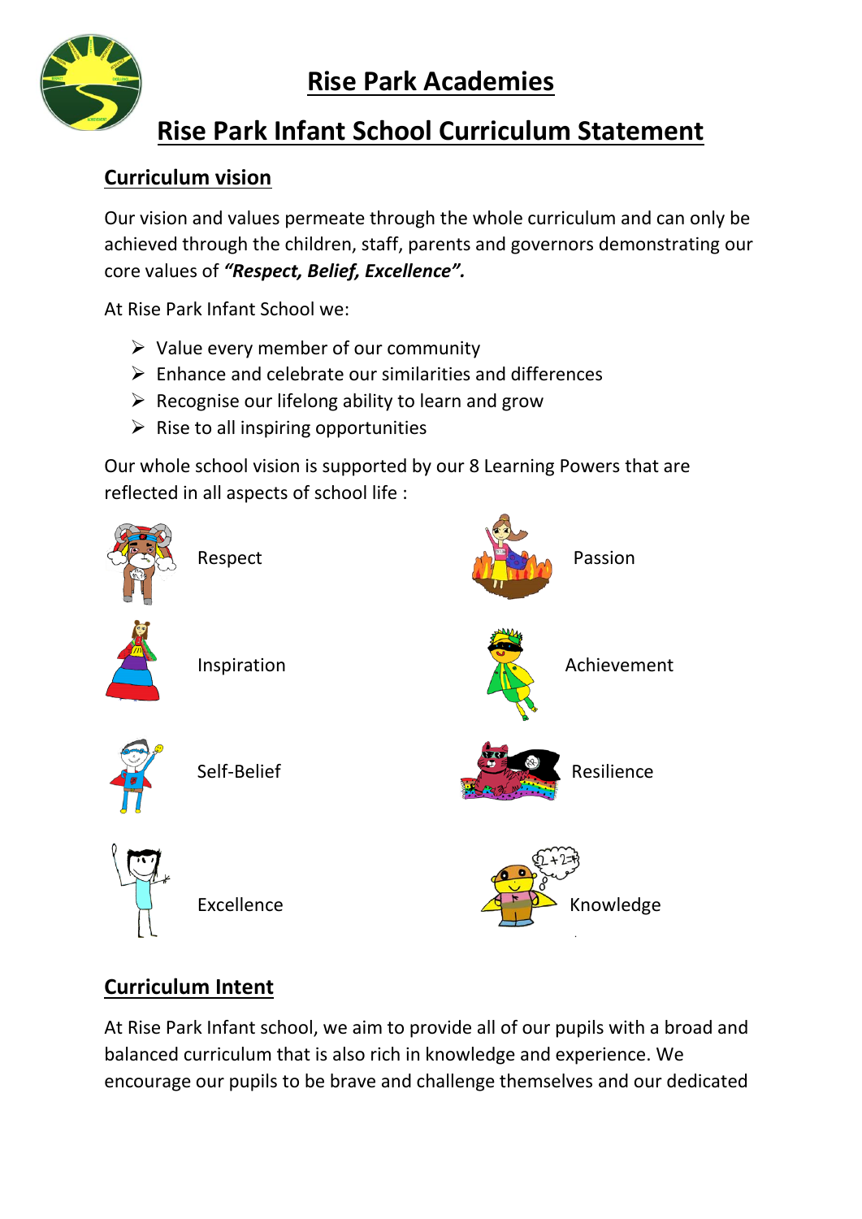# Rise Park Academies

# Rise Park Infant School Curriculum Statement

## Curriculum vision

Our vision and values permeate through the whole curriculum and can only be achieved through the children, staff, parents and governors demonstrating our core values of ***"Respect, Belief, Excellence".***

At Rise Park Infant School we:

- Value every member of our community
- Enhance and celebrate our similarities and differences
- Recognise our lifelong ability to learn and grow
- Rise to all inspiring opportunities

Our whole school vision is supported by our 8 Learning Powers that are reflected in all aspects of school life :

- Respect
- Passion
- Inspiration
- Achievement
- Self-Belief
- Resilience
- Excellence
- Knowledge

## Curriculum Intent

At Rise Park Infant school, we aim to provide all of our pupils with a broad and balanced curriculum that is also rich in knowledge and experience. We encourage our pupils to be brave and challenge themselves and our dedicated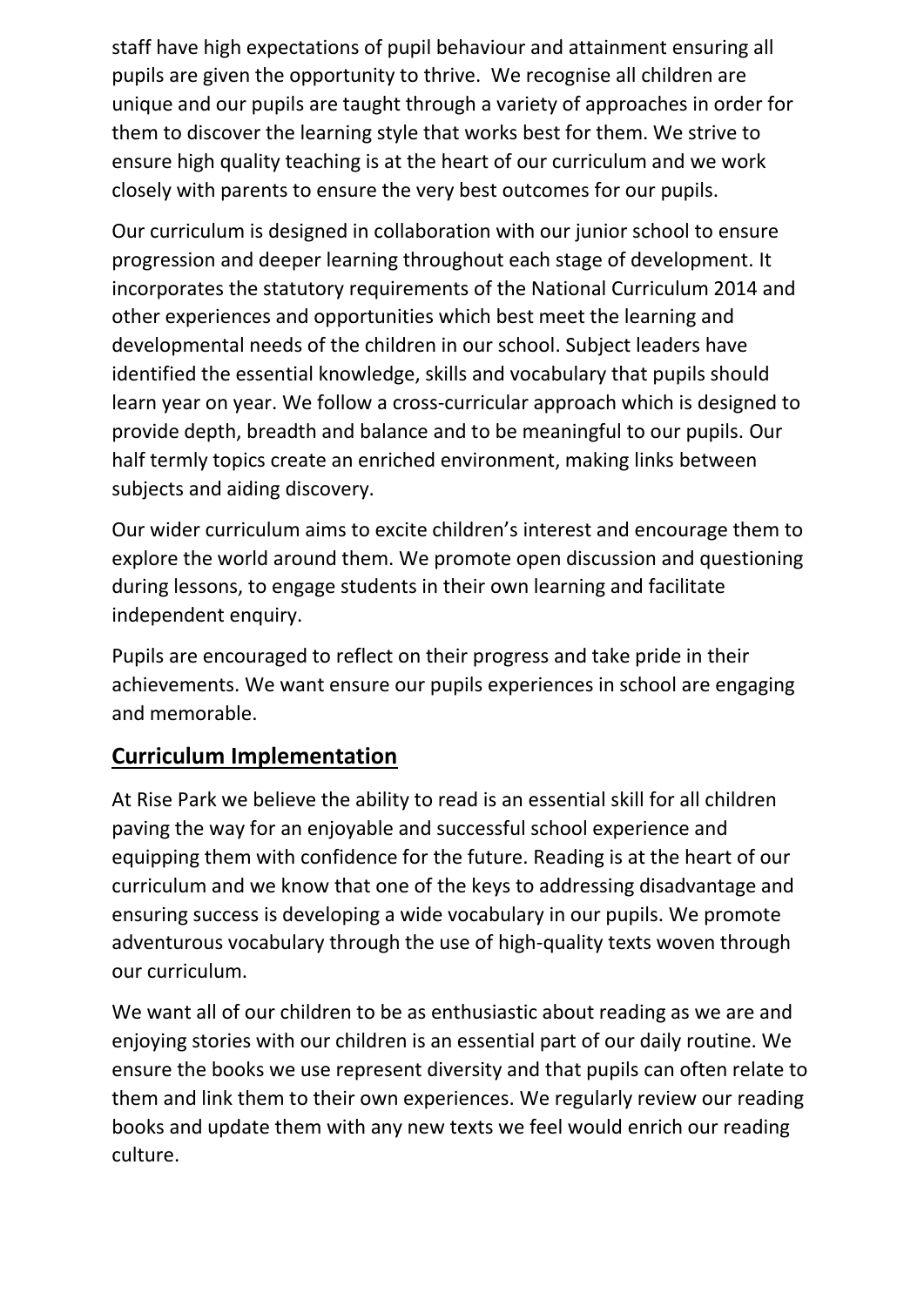staff have high expectations of pupil behaviour and attainment ensuring all pupils are given the opportunity to thrive. We recognise all children are unique and our pupils are taught through a variety of approaches in order for them to discover the learning style that works best for them. We strive to ensure high quality teaching is at the heart of our curriculum and we work closely with parents to ensure the very best outcomes for our pupils.

Our curriculum is designed in collaboration with our junior school to ensure progression and deeper learning throughout each stage of development. It incorporates the statutory requirements of the National Curriculum 2014 and other experiences and opportunities which best meet the learning and developmental needs of the children in our school. Subject leaders have identified the essential knowledge, skills and vocabulary that pupils should learn year on year. We follow a cross-curricular approach which is designed to provide depth, breadth and balance and to be meaningful to our pupils. Our half termly topics create an enriched environment, making links between subjects and aiding discovery.

Our wider curriculum aims to excite children's interest and encourage them to explore the world around them. We promote open discussion and questioning during lessons, to engage students in their own learning and facilitate independent enquiry.

Pupils are encouraged to reflect on their progress and take pride in their achievements. We want ensure our pupils experiences in school are engaging and memorable.

## Curriculum Implementation

At Rise Park we believe the ability to read is an essential skill for all children paving the way for an enjoyable and successful school experience and equipping them with confidence for the future. Reading is at the heart of our curriculum and we know that one of the keys to addressing disadvantage and ensuring success is developing a wide vocabulary in our pupils. We promote adventurous vocabulary through the use of high-quality texts woven through our curriculum.

We want all of our children to be as enthusiastic about reading as we are and enjoying stories with our children is an essential part of our daily routine. We ensure the books we use represent diversity and that pupils can often relate to them and link them to their own experiences. We regularly review our reading books and update them with any new texts we feel would enrich our reading culture.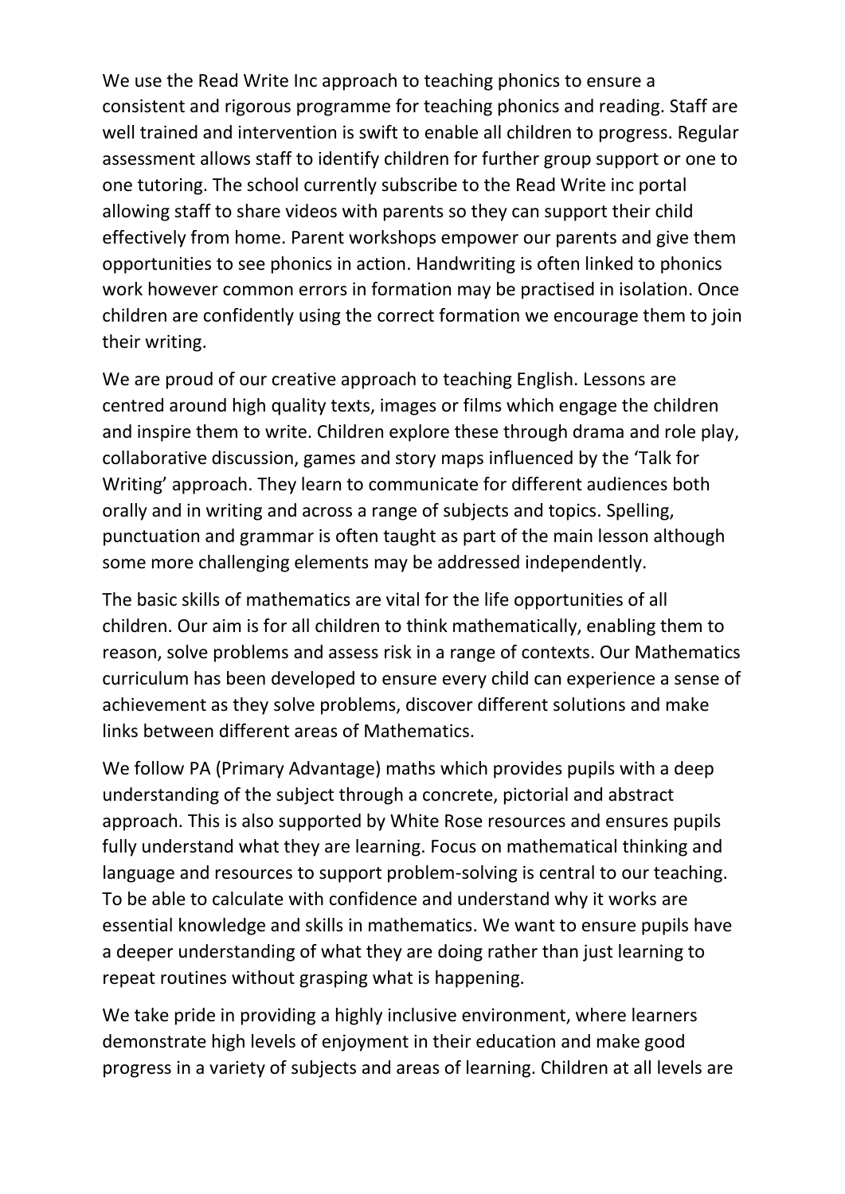We use the Read Write Inc approach to teaching phonics to ensure a consistent and rigorous programme for teaching phonics and reading. Staff are well trained and intervention is swift to enable all children to progress. Regular assessment allows staff to identify children for further group support or one to one tutoring. The school currently subscribe to the Read Write inc portal allowing staff to share videos with parents so they can support their child effectively from home. Parent workshops empower our parents and give them opportunities to see phonics in action. Handwriting is often linked to phonics work however common errors in formation may be practised in isolation. Once children are confidently using the correct formation we encourage them to join their writing.

We are proud of our creative approach to teaching English. Lessons are centred around high quality texts, images or films which engage the children and inspire them to write. Children explore these through drama and role play, collaborative discussion, games and story maps influenced by the 'Talk for Writing' approach. They learn to communicate for different audiences both orally and in writing and across a range of subjects and topics. Spelling, punctuation and grammar is often taught as part of the main lesson although some more challenging elements may be addressed independently.

The basic skills of mathematics are vital for the life opportunities of all children. Our aim is for all children to think mathematically, enabling them to reason, solve problems and assess risk in a range of contexts. Our Mathematics curriculum has been developed to ensure every child can experience a sense of achievement as they solve problems, discover different solutions and make links between different areas of Mathematics.

We follow PA (Primary Advantage) maths which provides pupils with a deep understanding of the subject through a concrete, pictorial and abstract approach. This is also supported by White Rose resources and ensures pupils fully understand what they are learning. Focus on mathematical thinking and language and resources to support problem-solving is central to our teaching. To be able to calculate with confidence and understand why it works are essential knowledge and skills in mathematics. We want to ensure pupils have a deeper understanding of what they are doing rather than just learning to repeat routines without grasping what is happening.

We take pride in providing a highly inclusive environment, where learners demonstrate high levels of enjoyment in their education and make good progress in a variety of subjects and areas of learning. Children at all levels are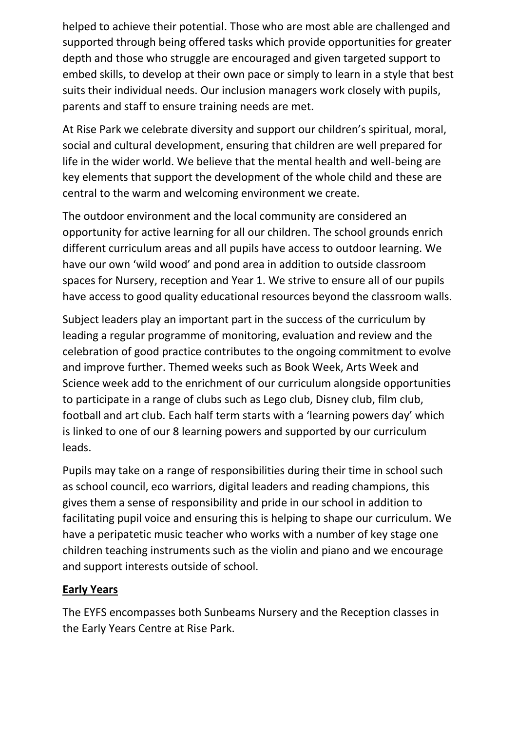helped to achieve their potential. Those who are most able are challenged and supported through being offered tasks which provide opportunities for greater depth and those who struggle are encouraged and given targeted support to embed skills, to develop at their own pace or simply to learn in a style that best suits their individual needs. Our inclusion managers work closely with pupils, parents and staff to ensure training needs are met.

At Rise Park we celebrate diversity and support our children's spiritual, moral, social and cultural development, ensuring that children are well prepared for life in the wider world. We believe that the mental health and well-being are key elements that support the development of the whole child and these are central to the warm and welcoming environment we create.

The outdoor environment and the local community are considered an opportunity for active learning for all our children. The school grounds enrich different curriculum areas and all pupils have access to outdoor learning. We have our own 'wild wood' and pond area in addition to outside classroom spaces for Nursery, reception and Year 1. We strive to ensure all of our pupils have access to good quality educational resources beyond the classroom walls.

Subject leaders play an important part in the success of the curriculum by leading a regular programme of monitoring, evaluation and review and the celebration of good practice contributes to the ongoing commitment to evolve and improve further. Themed weeks such as Book Week, Arts Week and Science week add to the enrichment of our curriculum alongside opportunities to participate in a range of clubs such as Lego club, Disney club, film club, football and art club. Each half term starts with a 'learning powers day' which is linked to one of our 8 learning powers and supported by our curriculum leads.

Pupils may take on a range of responsibilities during their time in school such as school council, eco warriors, digital leaders and reading champions, this gives them a sense of responsibility and pride in our school in addition to facilitating pupil voice and ensuring this is helping to shape our curriculum. We have a peripatetic music teacher who works with a number of key stage one children teaching instruments such as the violin and piano and we encourage and support interests outside of school.

## Early Years

The EYFS encompasses both Sunbeams Nursery and the Reception classes in the Early Years Centre at Rise Park.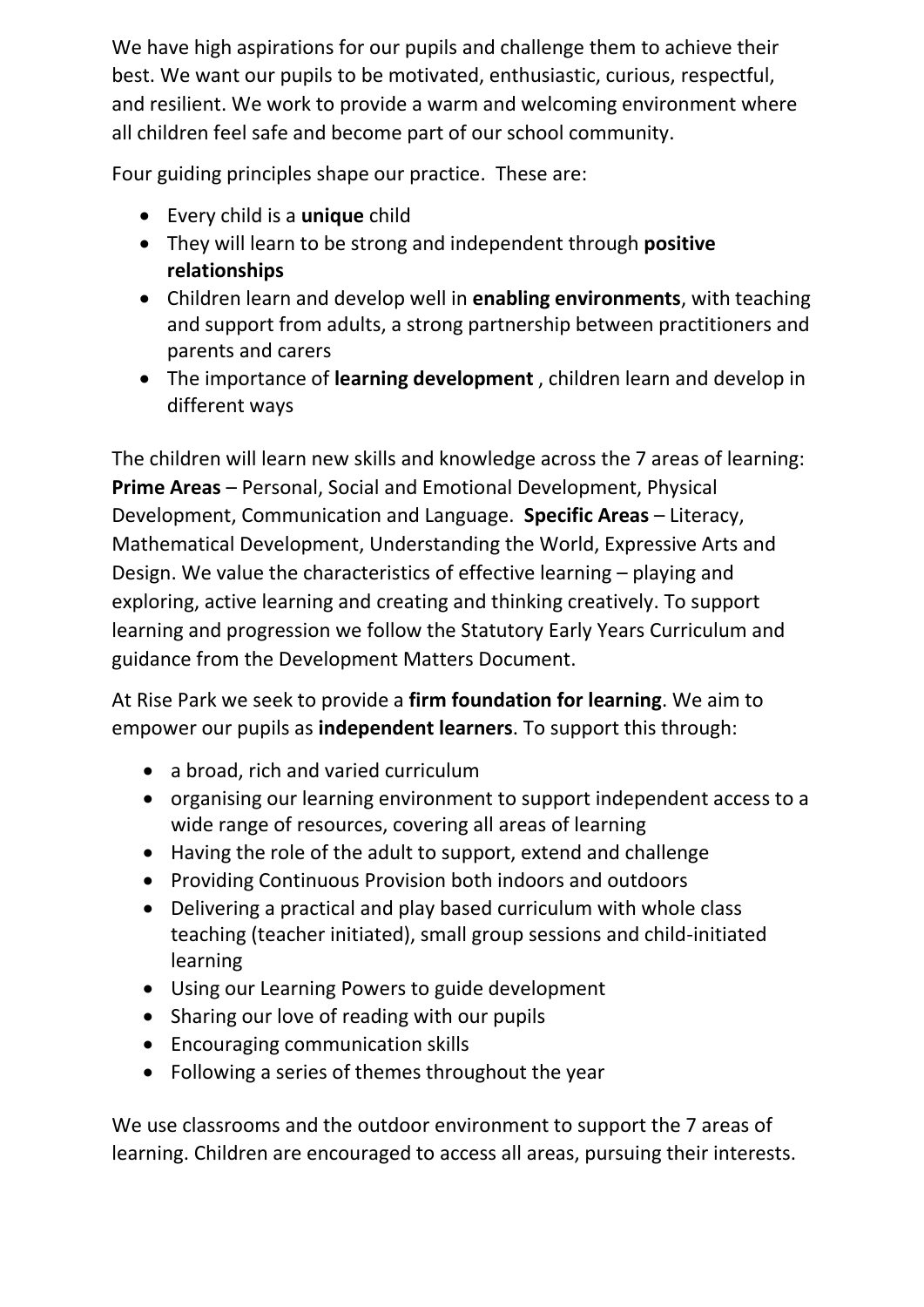We have high aspirations for our pupils and challenge them to achieve their best. We want our pupils to be motivated, enthusiastic, curious, respectful, and resilient. We work to provide a warm and welcoming environment where all children feel safe and become part of our school community.

Four guiding principles shape our practice. These are:

- Every child is a **unique** child
- They will learn to be strong and independent through **positive relationships**
- Children learn and develop well in **enabling environments**, with teaching and support from adults, a strong partnership between practitioners and parents and carers
- The importance of **learning development** , children learn and develop in different ways

The children will learn new skills and knowledge across the 7 areas of learning: **Prime Areas** – Personal, Social and Emotional Development, Physical Development, Communication and Language. **Specific Areas** – Literacy, Mathematical Development, Understanding the World, Expressive Arts and Design. We value the characteristics of effective learning – playing and exploring, active learning and creating and thinking creatively. To support learning and progression we follow the Statutory Early Years Curriculum and guidance from the Development Matters Document.

At Rise Park we seek to provide a **firm foundation for learning**. We aim to empower our pupils as **independent learners**. To support this through:

- a broad, rich and varied curriculum
- organising our learning environment to support independent access to a wide range of resources, covering all areas of learning
- Having the role of the adult to support, extend and challenge
- Providing Continuous Provision both indoors and outdoors
- Delivering a practical and play based curriculum with whole class teaching (teacher initiated), small group sessions and child-initiated learning
- Using our Learning Powers to guide development
- Sharing our love of reading with our pupils
- Encouraging communication skills
- Following a series of themes throughout the year

We use classrooms and the outdoor environment to support the 7 areas of learning. Children are encouraged to access all areas, pursuing their interests.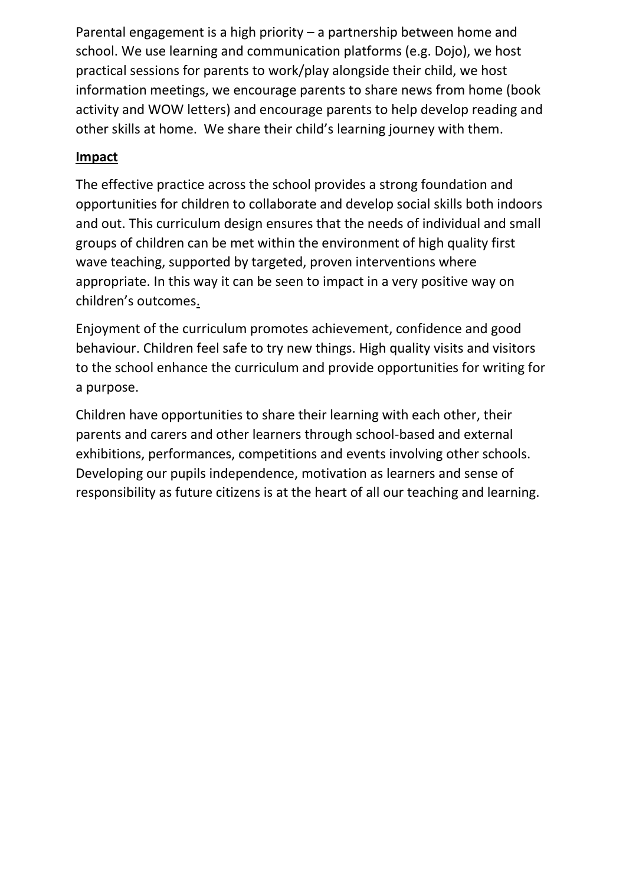Parental engagement is a high priority – a partnership between home and school. We use learning and communication platforms (e.g. Dojo), we host practical sessions for parents to work/play alongside their child, we host information meetings, we encourage parents to share news from home (book activity and WOW letters) and encourage parents to help develop reading and other skills at home.  We share their child's learning journey with them.

**Impact**

The effective practice across the school provides a strong foundation and opportunities for children to collaborate and develop social skills both indoors and out. This curriculum design ensures that the needs of individual and small groups of children can be met within the environment of high quality first wave teaching, supported by targeted, proven interventions where appropriate. In this way it can be seen to impact in a very positive way on children's outcomes.

Enjoyment of the curriculum promotes achievement, confidence and good behaviour. Children feel safe to try new things. High quality visits and visitors to the school enhance the curriculum and provide opportunities for writing for a purpose.

Children have opportunities to share their learning with each other, their parents and carers and other learners through school-based and external exhibitions, performances, competitions and events involving other schools. Developing our pupils independence, motivation as learners and sense of responsibility as future citizens is at the heart of all our teaching and learning.